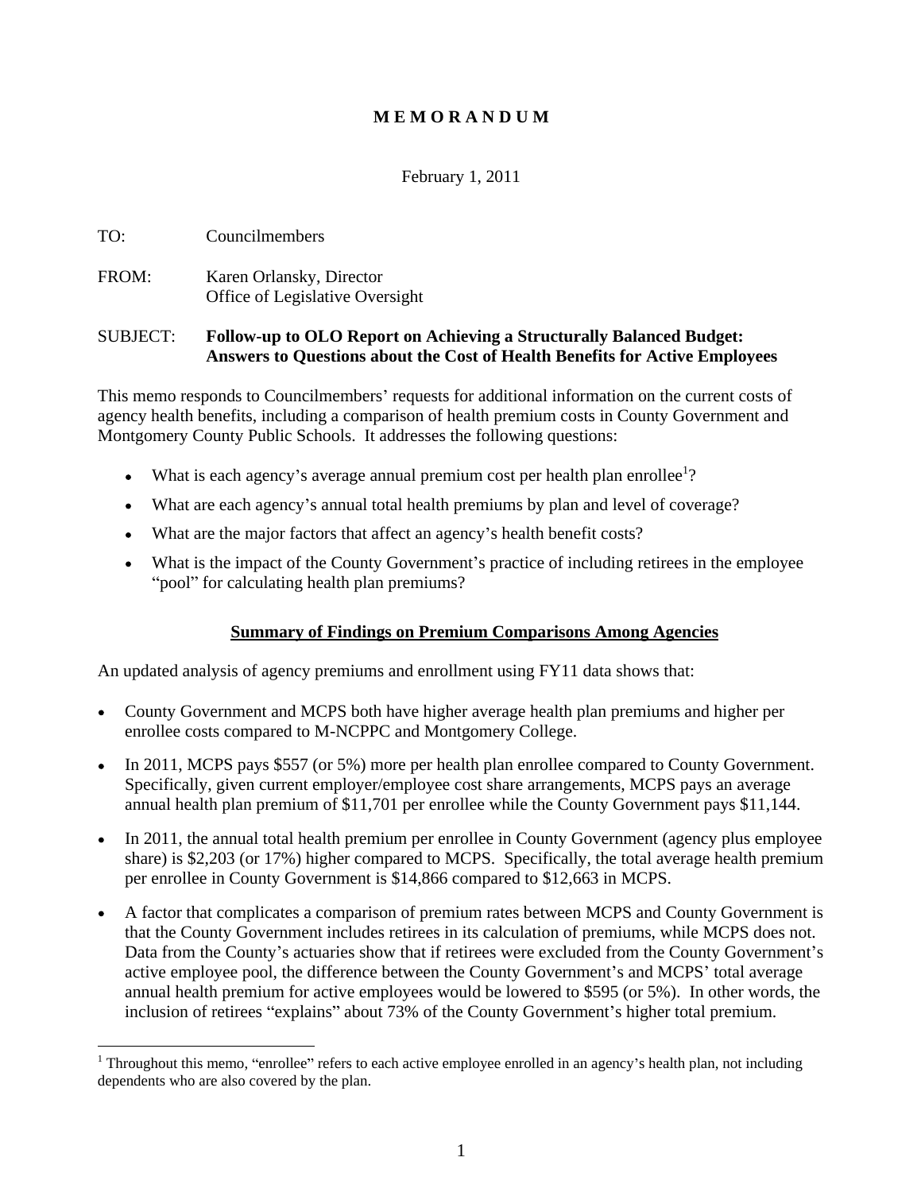# M E M O R A N D U M

February 1, 2011

TO: Councilmembers

FROM: Karen Orlansky, Director
Office of Legislative Oversight

SUBJECT: **Follow-up to OLO Report on Achieving a Structurally Balanced Budget: Answers to Questions about the Cost of Health Benefits for Active Employees**

This memo responds to Councilmembers' requests for additional information on the current costs of agency health benefits, including a comparison of health premium costs in County Government and Montgomery County Public Schools. It addresses the following questions:

- What is each agency's average annual premium cost per health plan enrollee[1]?
- What are each agency's annual total health premiums by plan and level of coverage?
- What are the major factors that affect an agency's health benefit costs?
- What is the impact of the County Government's practice of including retirees in the employee "pool" for calculating health plan premiums?

## Summary of Findings on Premium Comparisons Among Agencies

An updated analysis of agency premiums and enrollment using FY11 data shows that:

- County Government and MCPS both have higher average health plan premiums and higher per enrollee costs compared to M-NCPPC and Montgomery College.
- In 2011, MCPS pays $557 (or 5%) more per health plan enrollee compared to County Government. Specifically, given current employer/employee cost share arrangements, MCPS pays an average annual health plan premium of $11,701 per enrollee while the County Government pays $11,144.
- In 2011, the annual total health premium per enrollee in County Government (agency plus employee share) is $2,203 (or 17%) higher compared to MCPS. Specifically, the total average health premium per enrollee in County Government is $14,866 compared to $12,663 in MCPS.
- A factor that complicates a comparison of premium rates between MCPS and County Government is that the County Government includes retirees in its calculation of premiums, while MCPS does not. Data from the County's actuaries show that if retirees were excluded from the County Government's active employee pool, the difference between the County Government's and MCPS' total average annual health premium for active employees would be lowered to $595 (or 5%). In other words, the inclusion of retirees "explains" about 73% of the County Government's higher total premium.

[1] Throughout this memo, "enrollee" refers to each active employee enrolled in an agency's health plan, not including dependents who are also covered by the plan.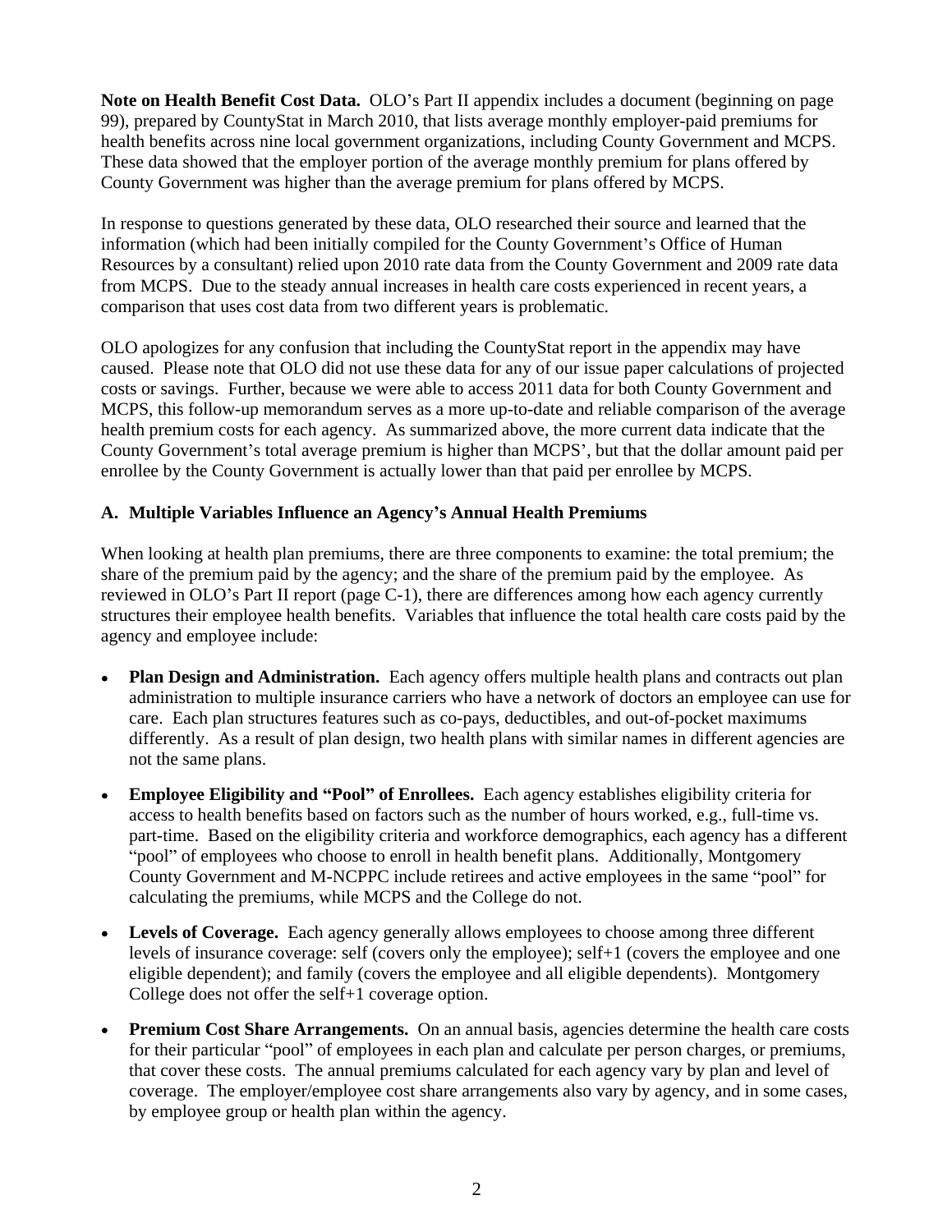**Note on Health Benefit Cost Data.** OLO's Part II appendix includes a document (beginning on page 99), prepared by CountyStat in March 2010, that lists average monthly employer-paid premiums for health benefits across nine local government organizations, including County Government and MCPS. These data showed that the employer portion of the average monthly premium for plans offered by County Government was higher than the average premium for plans offered by MCPS.

In response to questions generated by these data, OLO researched their source and learned that the information (which had been initially compiled for the County Government's Office of Human Resources by a consultant) relied upon 2010 rate data from the County Government and 2009 rate data from MCPS. Due to the steady annual increases in health care costs experienced in recent years, a comparison that uses cost data from two different years is problematic.

OLO apologizes for any confusion that including the CountyStat report in the appendix may have caused. Please note that OLO did not use these data for any of our issue paper calculations of projected costs or savings. Further, because we were able to access 2011 data for both County Government and MCPS, this follow-up memorandum serves as a more up-to-date and reliable comparison of the average health premium costs for each agency. As summarized above, the more current data indicate that the County Government's total average premium is higher than MCPS', but that the dollar amount paid per enrollee by the County Government is actually lower than that paid per enrollee by MCPS.

## A. Multiple Variables Influence an Agency's Annual Health Premiums

When looking at health plan premiums, there are three components to examine: the total premium; the share of the premium paid by the agency; and the share of the premium paid by the employee. As reviewed in OLO's Part II report (page C-1), there are differences among how each agency currently structures their employee health benefits. Variables that influence the total health care costs paid by the agency and employee include:

- **Plan Design and Administration.** Each agency offers multiple health plans and contracts out plan administration to multiple insurance carriers who have a network of doctors an employee can use for care. Each plan structures features such as co-pays, deductibles, and out-of-pocket maximums differently. As a result of plan design, two health plans with similar names in different agencies are not the same plans.
- **Employee Eligibility and "Pool" of Enrollees.** Each agency establishes eligibility criteria for access to health benefits based on factors such as the number of hours worked, e.g., full-time vs. part-time. Based on the eligibility criteria and workforce demographics, each agency has a different "pool" of employees who choose to enroll in health benefit plans. Additionally, Montgomery County Government and M-NCPPC include retirees and active employees in the same "pool" for calculating the premiums, while MCPS and the College do not.
- **Levels of Coverage.** Each agency generally allows employees to choose among three different levels of insurance coverage: self (covers only the employee); self+1 (covers the employee and one eligible dependent); and family (covers the employee and all eligible dependents). Montgomery College does not offer the self+1 coverage option.
- **Premium Cost Share Arrangements.** On an annual basis, agencies determine the health care costs for their particular "pool" of employees in each plan and calculate per person charges, or premiums, that cover these costs. The annual premiums calculated for each agency vary by plan and level of coverage. The employer/employee cost share arrangements also vary by agency, and in some cases, by employee group or health plan within the agency.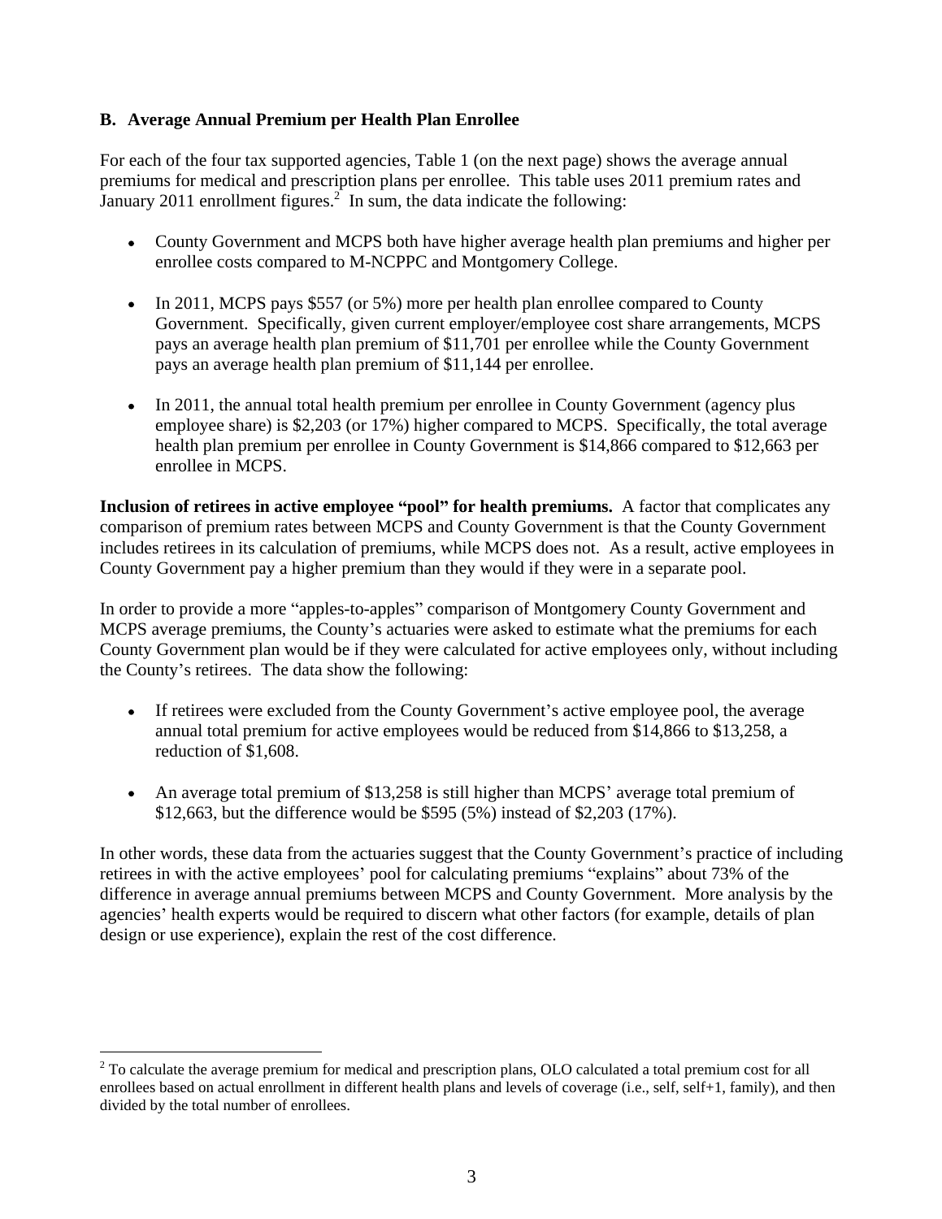### B. Average Annual Premium per Health Plan Enrollee

For each of the four tax supported agencies, Table 1 (on the next page) shows the average annual premiums for medical and prescription plans per enrollee. This table uses 2011 premium rates and January 2011 enrollment figures.[2] In sum, the data indicate the following:

- County Government and MCPS both have higher average health plan premiums and higher per enrollee costs compared to M-NCPPC and Montgomery College.
- In 2011, MCPS pays $557 (or 5%) more per health plan enrollee compared to County Government. Specifically, given current employer/employee cost share arrangements, MCPS pays an average health plan premium of $11,701 per enrollee while the County Government pays an average health plan premium of $11,144 per enrollee.
- In 2011, the annual total health premium per enrollee in County Government (agency plus employee share) is $2,203 (or 17%) higher compared to MCPS. Specifically, the total average health plan premium per enrollee in County Government is $14,866 compared to $12,663 per enrollee in MCPS.

**Inclusion of retirees in active employee "pool" for health premiums.** A factor that complicates any comparison of premium rates between MCPS and County Government is that the County Government includes retirees in its calculation of premiums, while MCPS does not. As a result, active employees in County Government pay a higher premium than they would if they were in a separate pool.

In order to provide a more "apples-to-apples" comparison of Montgomery County Government and MCPS average premiums, the County's actuaries were asked to estimate what the premiums for each County Government plan would be if they were calculated for active employees only, without including the County's retirees. The data show the following:

- If retirees were excluded from the County Government's active employee pool, the average annual total premium for active employees would be reduced from $14,866 to $13,258, a reduction of $1,608.
- An average total premium of $13,258 is still higher than MCPS' average total premium of $12,663, but the difference would be $595 (5%) instead of $2,203 (17%).

In other words, these data from the actuaries suggest that the County Government's practice of including retirees in with the active employees' pool for calculating premiums "explains" about 73% of the difference in average annual premiums between MCPS and County Government. More analysis by the agencies' health experts would be required to discern what other factors (for example, details of plan design or use experience), explain the rest of the cost difference.

[2] To calculate the average premium for medical and prescription plans, OLO calculated a total premium cost for all enrollees based on actual enrollment in different health plans and levels of coverage (i.e., self, self+1, family), and then divided by the total number of enrollees.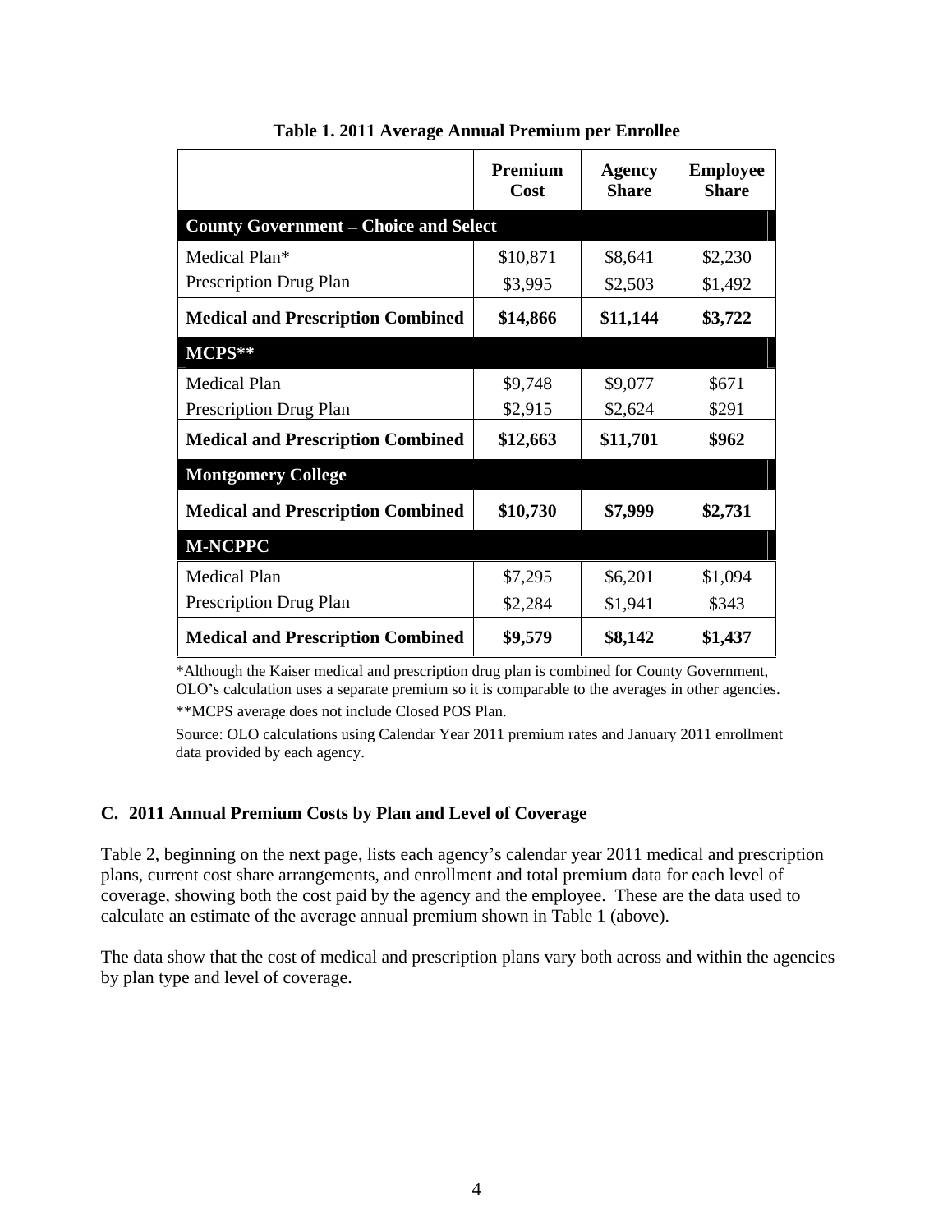**Table 1. 2011 Average Annual Premium per Enrollee**

| | Premium Cost | Agency Share | Employee Share |
|---|---|---|---|
| **County Government – Choice and Select** | | | |
| Medical Plan* | $10,871 | $8,641 | $2,230 |
| Prescription Drug Plan | $3,995 | $2,503 | $1,492 |
| **Medical and Prescription Combined** | **$14,866** | **$11,144** | **$3,722** |
| **MCPS**** | | | |
| Medical Plan | $9,748 | $9,077 | $671 |
| Prescription Drug Plan | $2,915 | $2,624 | $291 |
| **Medical and Prescription Combined** | **$12,663** | **$11,701** | **$962** |
| **Montgomery College** | | | |
| **Medical and Prescription Combined** | **$10,730** | **$7,999** | **$2,731** |
| **M-NCPPC** | | | |
| Medical Plan | $7,295 | $6,201 | $1,094 |
| Prescription Drug Plan | $2,284 | $1,941 | $343 |
| **Medical and Prescription Combined** | **$9,579** | **$8,142** | **$1,437** |

*Although the Kaiser medical and prescription drug plan is combined for County Government, OLO's calculation uses a separate premium so it is comparable to the averages in other agencies.

**MCPS average does not include Closed POS Plan.

Source: OLO calculations using Calendar Year 2011 premium rates and January 2011 enrollment data provided by each agency.

### C. 2011 Annual Premium Costs by Plan and Level of Coverage

Table 2, beginning on the next page, lists each agency's calendar year 2011 medical and prescription plans, current cost share arrangements, and enrollment and total premium data for each level of coverage, showing both the cost paid by the agency and the employee. These are the data used to calculate an estimate of the average annual premium shown in Table 1 (above).

The data show that the cost of medical and prescription plans vary both across and within the agencies by plan type and level of coverage.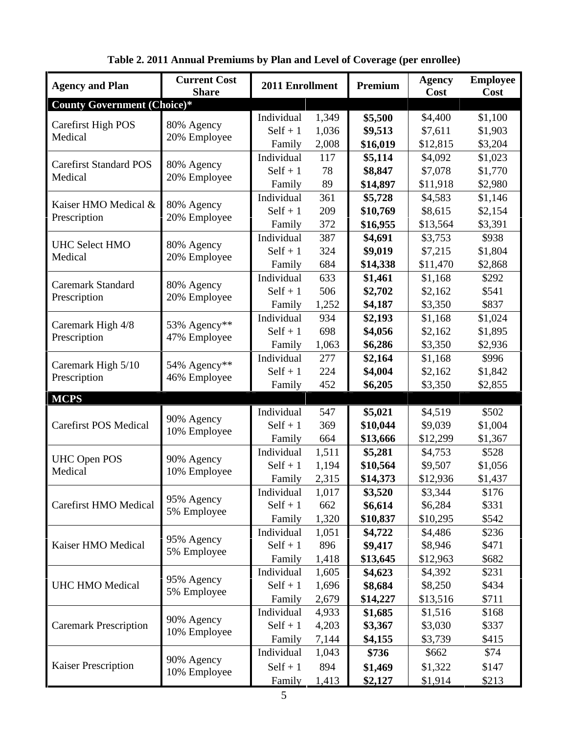**Table 2. 2011 Annual Premiums by Plan and Level of Coverage (per enrollee)**

| Agency and Plan | Current Cost Share | 2011 Enrollment | | Premium | Agency Cost | Employee Cost |
|---|---|---|---|---|---|---|
| **County Government (Choice)*** | | | | | | |
| Carefirst High POS Medical | 80% Agency 20% Employee | Individual | 1,349 | **$5,500** | $4,400 | $1,100 |
| | | Self + 1 | 1,036 | **$9,513** | $7,611 | $1,903 |
| | | Family | 2,008 | **$16,019** | $12,815 | $3,204 |
| Carefirst Standard POS Medical | 80% Agency 20% Employee | Individual | 117 | **$5,114** | $4,092 | $1,023 |
| | | Self + 1 | 78 | **$8,847** | $7,078 | $1,770 |
| | | Family | 89 | **$14,897** | $11,918 | $2,980 |
| Kaiser HMO Medical & Prescription | 80% Agency 20% Employee | Individual | 361 | **$5,728** | $4,583 | $1,146 |
| | | Self + 1 | 209 | **$10,769** | $8,615 | $2,154 |
| | | Family | 372 | **$16,955** | $13,564 | $3,391 |
| UHC Select HMO Medical | 80% Agency 20% Employee | Individual | 387 | **$4,691** | $3,753 | $938 |
| | | Self + 1 | 324 | **$9,019** | $7,215 | $1,804 |
| | | Family | 684 | **$14,338** | $11,470 | $2,868 |
| Caremark Standard Prescription | 80% Agency 20% Employee | Individual | 633 | **$1,461** | $1,168 | $292 |
| | | Self + 1 | 506 | **$2,702** | $2,162 | $541 |
| | | Family | 1,252 | **$4,187** | $3,350 | $837 |
| Caremark High 4/8 Prescription | 53% Agency** 47% Employee | Individual | 934 | **$2,193** | $1,168 | $1,024 |
| | | Self + 1 | 698 | **$4,056** | $2,162 | $1,895 |
| | | Family | 1,063 | **$6,286** | $3,350 | $2,936 |
| Caremark High 5/10 Prescription | 54% Agency** 46% Employee | Individual | 277 | **$2,164** | $1,168 | $996 |
| | | Self + 1 | 224 | **$4,004** | $2,162 | $1,842 |
| | | Family | 452 | **$6,205** | $3,350 | $2,855 |
| **MCPS** | | | | | | |
| Carefirst POS Medical | 90% Agency 10% Employee | Individual | 547 | **$5,021** | $4,519 | $502 |
| | | Self + 1 | 369 | **$10,044** | $9,039 | $1,004 |
| | | Family | 664 | **$13,666** | $12,299 | $1,367 |
| UHC Open POS Medical | 90% Agency 10% Employee | Individual | 1,511 | **$5,281** | $4,753 | $528 |
| | | Self + 1 | 1,194 | **$10,564** | $9,507 | $1,056 |
| | | Family | 2,315 | **$14,373** | $12,936 | $1,437 |
| Carefirst HMO Medical | 95% Agency 5% Employee | Individual | 1,017 | **$3,520** | $3,344 | $176 |
| | | Self + 1 | 662 | **$6,614** | $6,284 | $331 |
| | | Family | 1,320 | **$10,837** | $10,295 | $542 |
| Kaiser HMO Medical | 95% Agency 5% Employee | Individual | 1,051 | **$4,722** | $4,486 | $236 |
| | | Self + 1 | 896 | **$9,417** | $8,946 | $471 |
| | | Family | 1,418 | **$13,645** | $12,963 | $682 |
| UHC HMO Medical | 95% Agency 5% Employee | Individual | 1,605 | **$4,623** | $4,392 | $231 |
| | | Self + 1 | 1,696 | **$8,684** | $8,250 | $434 |
| | | Family | 2,679 | **$14,227** | $13,516 | $711 |
| Caremark Prescription | 90% Agency 10% Employee | Individual | 4,933 | **$1,685** | $1,516 | $168 |
| | | Self + 1 | 4,203 | **$3,367** | $3,030 | $337 |
| | | Family | 7,144 | **$4,155** | $3,739 | $415 |
| Kaiser Prescription | 90% Agency 10% Employee | Individual | 1,043 | **$736** | $662 | $74 |
| | | Self + 1 | 894 | **$1,469** | $1,322 | $147 |
| | | Family | 1,413 | **$2,127** | $1,914 | $213 |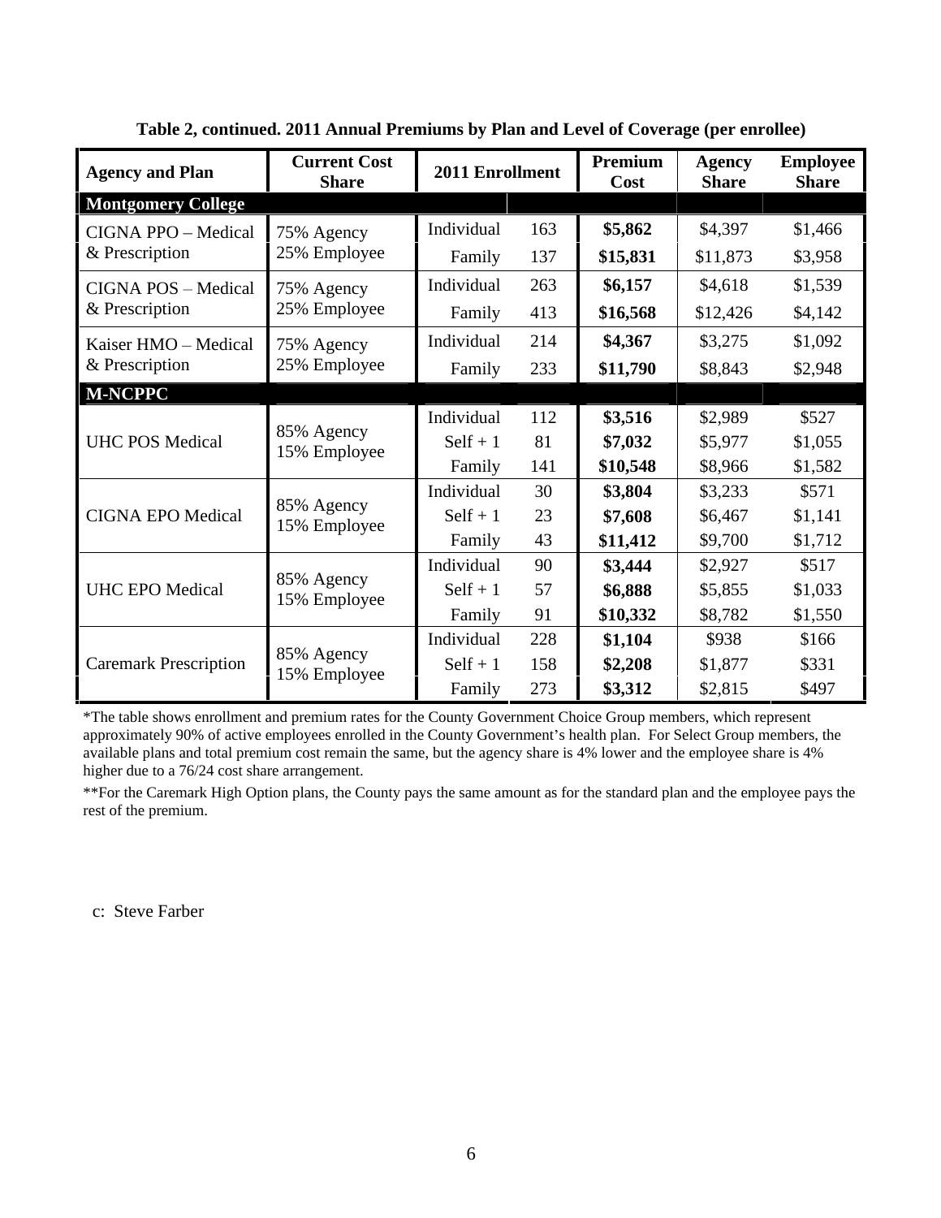**Table 2, continued. 2011 Annual Premiums by Plan and Level of Coverage (per enrollee)**

| Agency and Plan | Current Cost Share | 2011 Enrollment | | Premium Cost | Agency Share | Employee Share |
|---|---|---|---|---|---|---|
| **Montgomery College** | | | | | | |
| CIGNA PPO – Medical & Prescription | 75% Agency 25% Employee | Individual | 163 | **$5,862** | $4,397 | $1,466 |
| | | Family | 137 | **$15,831** | $11,873 | $3,958 |
| CIGNA POS – Medical & Prescription | 75% Agency 25% Employee | Individual | 263 | **$6,157** | $4,618 | $1,539 |
| | | Family | 413 | **$16,568** | $12,426 | $4,142 |
| Kaiser HMO – Medical & Prescription | 75% Agency 25% Employee | Individual | 214 | **$4,367** | $3,275 | $1,092 |
| | | Family | 233 | **$11,790** | $8,843 | $2,948 |
| **M-NCPPC** | | | | | | |
| UHC POS Medical | 85% Agency 15% Employee | Individual | 112 | **$3,516** | $2,989 | $527 |
| | | Self + 1 | 81 | **$7,032** | $5,977 | $1,055 |
| | | Family | 141 | **$10,548** | $8,966 | $1,582 |
| CIGNA EPO Medical | 85% Agency 15% Employee | Individual | 30 | **$3,804** | $3,233 | $571 |
| | | Self + 1 | 23 | **$7,608** | $6,467 | $1,141 |
| | | Family | 43 | **$11,412** | $9,700 | $1,712 |
| UHC EPO Medical | 85% Agency 15% Employee | Individual | 90 | **$3,444** | $2,927 | $517 |
| | | Self + 1 | 57 | **$6,888** | $5,855 | $1,033 |
| | | Family | 91 | **$10,332** | $8,782 | $1,550 |
| Caremark Prescription | 85% Agency 15% Employee | Individual | 228 | **$1,104** | $938 | $166 |
| | | Self + 1 | 158 | **$2,208** | $1,877 | $331 |
| | | Family | 273 | **$3,312** | $2,815 | $497 |

*The table shows enrollment and premium rates for the County Government Choice Group members, which represent approximately 90% of active employees enrolled in the County Government's health plan. For Select Group members, the available plans and total premium cost remain the same, but the agency share is 4% lower and the employee share is 4% higher due to a 76/24 cost share arrangement.

**For the Caremark High Option plans, the County pays the same amount as for the standard plan and the employee pays the rest of the premium.

c: Steve Farber